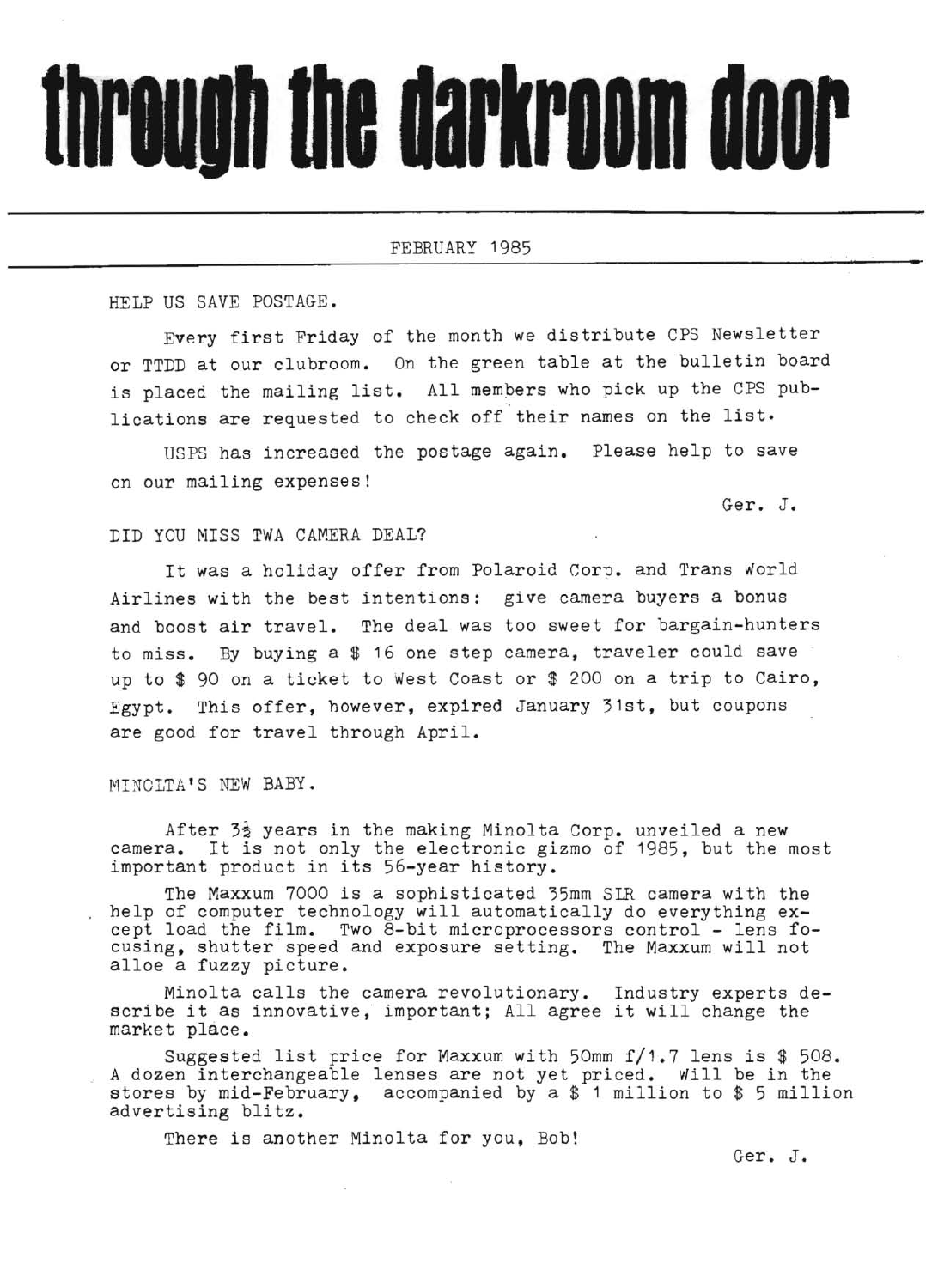# through the darkroom door

FEBRUARY 1985

## HELP US SAVE POSTAGE.

Every first Friday of the month we distribute CPS Newsletter or TTDD at our clubroom. On the green table at the bulletin board is placed the mailing list. All members who pick up the CPS publications are requested to check off their names on the list.

USPS has increased the postage again. Please help to save on our mailing expenses!

Ger. J.

## DID YOU MISS TWA CAMERA DEAL?

It was a holiday offer from Polaroid Corp. and Trans World Airlines with the best intentions: give camera buyers a bonus and boost air travel. The deal was too sweet for bargain-hunters to miss. By buying a $ 16 one step camera, traveler could save up to $ 90 on a ticket to West Coast or $ 200 on a trip to Cairo, Egypt. This offer, however, expired January 31st, but coupons are good for travel through April.

## MINOLTA'S NEW BABY.

After 3½ years in the making Minolta Corp. unveiled a new camera. It is not only the electronic gizmo of 1985, but the most important product in its 56-year history.

The Maxxum 7000 is a sophisticated 35mm SLR camera with the help of computer technology will automatically do everything except load the film. Two 8-bit microprocessors control - lens focusing, shutter speed and exposure setting. The Maxxum will not alloe a fuzzy picture.

Minolta calls the camera revolutionary. Industry experts describe it as innovative, important; All agree it will change the market place.

Suggested list price for Maxxum with 50mm f/1.7 lens is $ 508. A dozen interchangeable lenses are not yet priced. Will be in the stores by mid-February, accompanied by a $ 1 million to $ 5 million advertising blitz.

There is another Minolta for you, Bob!

Ger. J.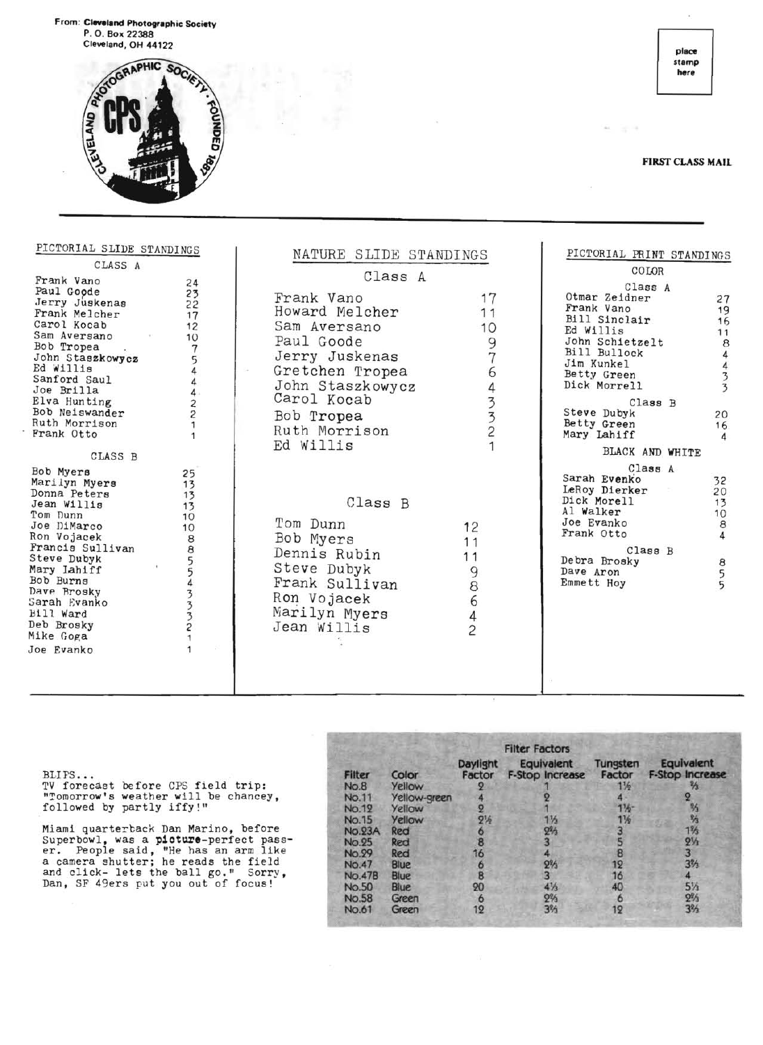From: **Cleveland Photographic Society**
P. O. Box 22388
Cleveland, OH 44122

CLEVELAND PHOTOGRAPHIC SOCIETY · FOUNDED 1887 · CPS

place stamp here

**FIRST CLASS MAIL**

## PICTORIAL SLIDE STANDINGS

### CLASS A

| | |
|---|---|
| Frank Vano | 24 |
| Paul Goode | 23 |
| Jerry Juskenas | 22 |
| Frank Melcher | 17 |
| Carol Kocab | 12 |
| Sam Aversano | 10 |
| Bob Tropea | 7 |
| John Staszkowycz | 5 |
| Ed Willis | 4 |
| Sanford Saul | 4 |
| Joe Brilla | 4 |
| Elva Hunting | 2 |
| Bob Neiswander | 2 |
| Ruth Morrison | 1 |
| Frank Otto | 1 |

### CLASS B

| | |
|---|---|
| Bob Myers | 25 |
| Marilyn Myers | 13 |
| Donna Peters | 13 |
| Jean Willis | 13 |
| Tom Dunn | 10 |
| Joe DiMarco | 10 |
| Ron Vojacek | 8 |
| Francis Sullivan | 8 |
| Steve Dubyk | 5 |
| Mary Lahiff | 5 |
| Bob Burns | 4 |
| Dave Brosky | 3 |
| Sarah Evanko | 3 |
| Bill Ward | 3 |
| Deb Brosky | 2 |
| Mike Goga | 1 |
| Joe Evanko | 1 |

## NATURE SLIDE STANDINGS

### Class A

| | |
|---|---|
| Frank Vano | 17 |
| Howard Melcher | 11 |
| Sam Aversano | 10 |
| Paul Goode | 9 |
| Jerry Juskenas | 7 |
| Gretchen Tropea | 6 |
| John Staszkowycz | 4 |
| Carol Kocab | 3 |
| Bob Tropea | 3 |
| Ruth Morrison | 2 |
| Ed Willis | 1 |

### Class B

| | |
|---|---|
| Tom Dunn | 12 |
| Bob Myers | 11 |
| Dennis Rubin | 11 |
| Steve Dubyk | 9 |
| Frank Sullivan | 8 |
| Ron Vojacek | 6 |
| Marilyn Myers | 4 |
| Jean Willis | 2 |

## PICTORIAL PRINT STANDINGS

### COLOR

#### Class A

| | |
|---|---|
| Otmar Zeidner | 27 |
| Frank Vano | 19 |
| Bill Sinclair | 16 |
| Ed Willis | 11 |
| John Schietzelt | 8 |
| Bill Bullock | 4 |
| Jim Kunkel | 4 |
| Betty Green | 3 |
| Dick Morrell | 3 |

#### Class B

| | |
|---|---|
| Steve Dubyk | 20 |
| Betty Green | 16 |
| Mary Lahiff | 4 |

### BLACK AND WHITE

#### Class A

| | |
|---|---|
| Sarah Evenko | 32 |
| LeRoy Dierker | 20 |
| Dick Morell | 13 |
| Al Walker | 10 |
| Joe Evanko | 8 |
| Frank Otto | 4 |

#### Class B

| | |
|---|---|
| Debra Brosky | 8 |
| Dave Aron | 5 |
| Emmett Hoy | 5 |

BLIPS...
TV forecast before CPS field trip: "Tomorrow's weather will be chancey, followed by partly iffy!"

Miami quarterback Dan Marino, before Superbowl, was a **picture**-perfect passer. People said, "He has an arm like a camera shutter; he reads the field and click- lets the ball go." Sorry, Dan, SF 49ers put you out of focus!

**Filter Factors**

| Filter | Color | Daylight Factor | Equivalent F-Stop Increase | Tungsten Factor | Equivalent F-Stop Increase |
|---|---|---|---|---|---|
| No.8 | Yellow | 2 | 1 | 1½ | ⅔ |
| No.11 | Yellow-green | 4 | 2 | 4 | 2 |
| No.12 | Yellow | 2 | 1 | 1½ | ⅔ |
| No.15 | Yellow | 2½ | 1⅓ | 1½ | ⅔ |
| No.23A | Red | 6 | 2⅔ | 3 | 1⅔ |
| No.25 | Red | 8 | 3 | 5 | 2⅓ |
| No.29 | Red | 16 | 4 | 8 | 3 |
| No.47 | Blue | 6 | 2⅔ | 12 | 3⅔ |
| No.47B | Blue | 8 | 3 | 16 | 4 |
| No.50 | Blue | 20 | 4⅓ | 40 | 5⅓ |
| No.58 | Green | 6 | 2⅔ | 6 | 2⅔ |
| No.61 | Green | 12 | 3⅔ | 12 | 3⅔ |